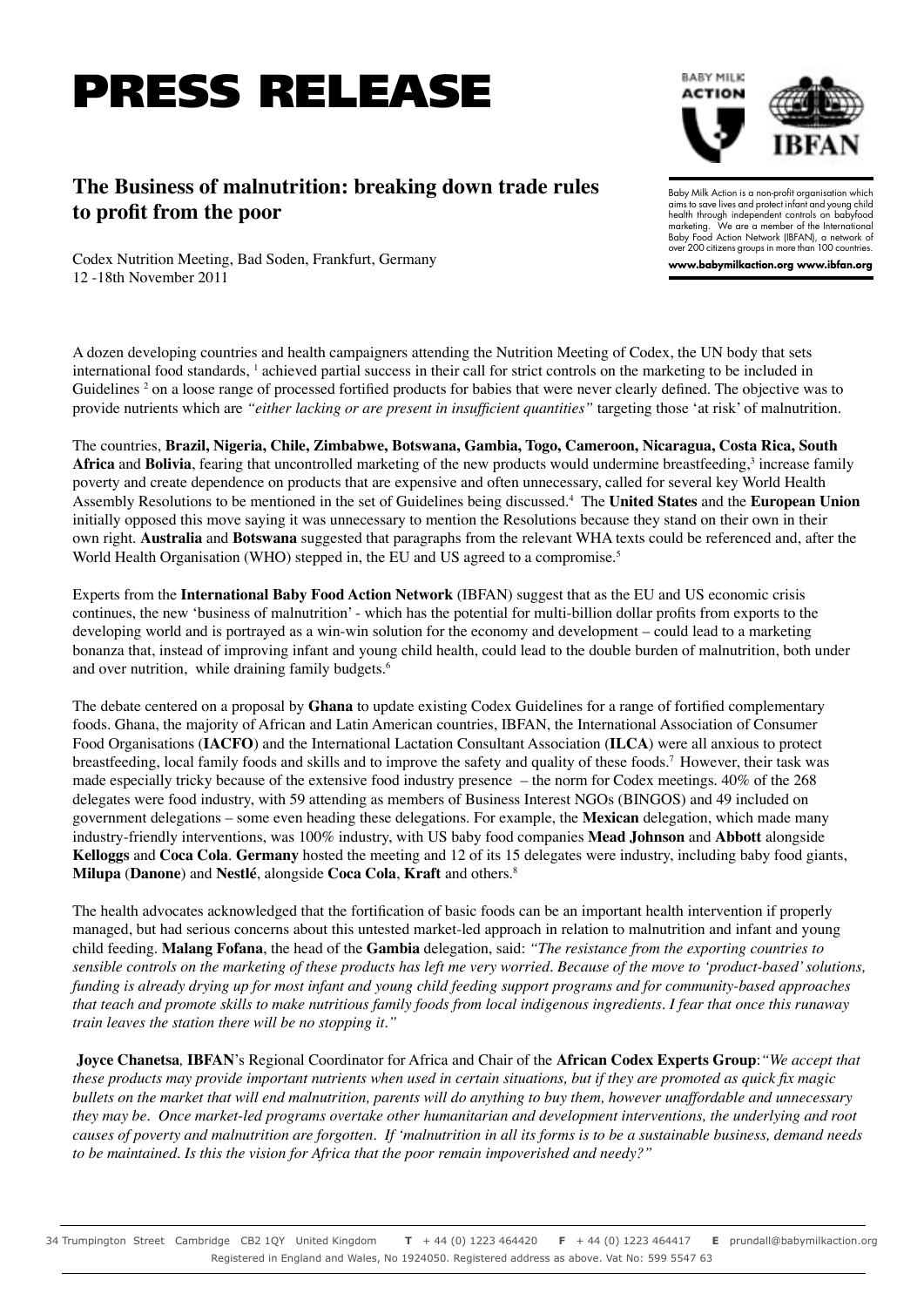# PRESS RELEASE

## The Business of malnutrition: breaking down trade rules to profit from the poor

Codex Nutrition Meeting, Bad Soden, Frankfurt, Germany
12 -18th November 2011

Baby Milk Action is a non-profit organisation which aims to save lives and protect infant and young child health through independent controls on babyfood marketing. We are a member of the International Baby Food Action Network (IBFAN), a network of over 200 citizens groups in more than 100 countries.

**www.babymilkaction.org www.ibfan.org**

A dozen developing countries and health campaigners attending the Nutrition Meeting of Codex, the UN body that sets international food standards, [1] achieved partial success in their call for strict controls on the marketing to be included in Guidelines [2] on a loose range of processed fortified products for babies that were never clearly defined. The objective was to provide nutrients which are *"either lacking or are present in insufficient quantities"* targeting those 'at risk' of malnutrition.

The countries, **Brazil, Nigeria, Chile, Zimbabwe, Botswana, Gambia, Togo, Cameroon, Nicaragua, Costa Rica, South Africa** and **Bolivia**, fearing that uncontrolled marketing of the new products would undermine breastfeeding,[3] increase family poverty and create dependence on products that are expensive and often unnecessary, called for several key World Health Assembly Resolutions to be mentioned in the set of Guidelines being discussed.[4] The **United States** and the **European Union** initially opposed this move saying it was unnecessary to mention the Resolutions because they stand on their own in their own right. **Australia** and **Botswana** suggested that paragraphs from the relevant WHA texts could be referenced and, after the World Health Organisation (WHO) stepped in, the EU and US agreed to a compromise.[5]

Experts from the **International Baby Food Action Network** (IBFAN) suggest that as the EU and US economic crisis continues, the new 'business of malnutrition' - which has the potential for multi-billion dollar profits from exports to the developing world and is portrayed as a win-win solution for the economy and development – could lead to a marketing bonanza that, instead of improving infant and young child health, could lead to the double burden of malnutrition, both under and over nutrition, while draining family budgets.[6]

The debate centered on a proposal by **Ghana** to update existing Codex Guidelines for a range of fortified complementary foods. Ghana, the majority of African and Latin American countries, IBFAN, the International Association of Consumer Food Organisations (**IACFO**) and the International Lactation Consultant Association (**ILCA**) were all anxious to protect breastfeeding, local family foods and skills and to improve the safety and quality of these foods.[7] However, their task was made especially tricky because of the extensive food industry presence – the norm for Codex meetings. 40% of the 268 delegates were food industry, with 59 attending as members of Business Interest NGOs (BINGOS) and 49 included on government delegations – some even heading these delegations. For example, the **Mexican** delegation, which made many industry-friendly interventions, was 100% industry, with US baby food companies **Mead Johnson** and **Abbott** alongside **Kelloggs** and **Coca Cola**. **Germany** hosted the meeting and 12 of its 15 delegates were industry, including baby food giants, **Milupa** (**Danone**) and **Nestlé**, alongside **Coca Cola**, **Kraft** and others.[8]

The health advocates acknowledged that the fortification of basic foods can be an important health intervention if properly managed, but had serious concerns about this untested market-led approach in relation to malnutrition and infant and young child feeding. **Malang Fofana**, the head of the **Gambia** delegation, said: *"The resistance from the exporting countries to sensible controls on the marketing of these products has left me very worried. Because of the move to 'product-based' solutions, funding is already drying up for most infant and young child feeding support programs and for community-based approaches that teach and promote skills to make nutritious family foods from local indigenous ingredients. I fear that once this runaway train leaves the station there will be no stopping it."*

**Joyce Chanetsa**, **IBFAN**'s Regional Coordinator for Africa and Chair of the **African Codex Experts Group**: *"We accept that these products may provide important nutrients when used in certain situations, but if they are promoted as quick fix magic bullets on the market that will end malnutrition, parents will do anything to buy them, however unaffordable and unnecessary they may be. Once market-led programs overtake other humanitarian and development interventions, the underlying and root causes of poverty and malnutrition are forgotten. If 'malnutrition in all its forms is to be a sustainable business, demand needs to be maintained. Is this the vision for Africa that the poor remain impoverished and needy?"*

34 Trumpington Street Cambridge CB2 1QY United Kingdom **T** + 44 (0) 1223 464420 **F** + 44 (0) 1223 464417 **E** prundall@babymilkaction.org
Registered in England and Wales, No 1924050. Registered address as above. Vat No: 599 5547 63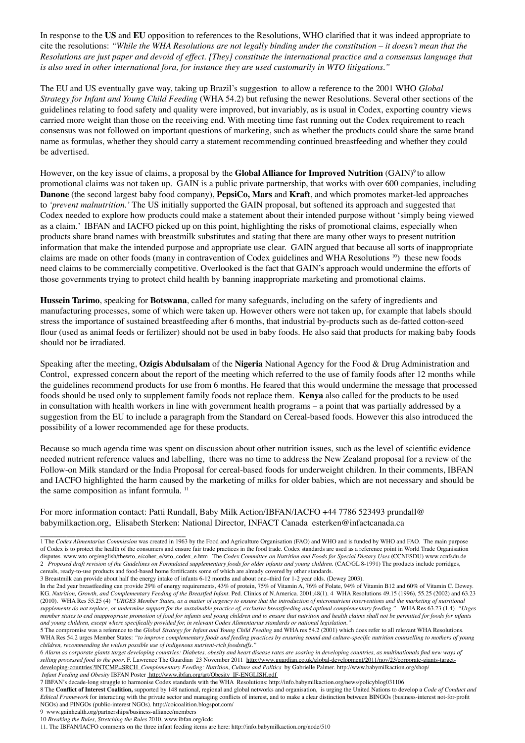In response to the **US** and **EU** opposition to references to the Resolutions, WHO clarified that it was indeed appropriate to cite the resolutions: *"While the WHA Resolutions are not legally binding under the constitution – it doesn't mean that the Resolutions are just paper and devoid of effect. [They] constitute the international practice and a consensus language that is also used in other international fora, for instance they are used customarily in WTO litigations."*

The EU and US eventually gave way, taking up Brazil's suggestion to allow a reference to the 2001 WHO *Global Strategy for Infant and Young Child Feeding* (WHA 54.2) but refusing the newer Resolutions. Several other sections of the guidelines relating to food safety and quality were improved, but invariably, as is usual in Codex, exporting country views carried more weight than those on the receiving end. With meeting time fast running out the Codex requirement to reach consensus was not followed on important questions of marketing, such as whether the products could share the same brand name as formulas, whether they should carry a statement recommending continued breastfeeding and whether they could be advertised.

However, on the key issue of claims, a proposal by the **Global Alliance for Improved Nutrition** (GAIN)[9] to allow promotional claims was not taken up. GAIN is a public private partnership, that works with over 600 companies, including **Danone** (the second largest baby food company), **PepsiCo, Mars** and **Kraft**, and which promotes market-led approaches to *'prevent malnutrition.'* The US initially supported the GAIN proposal, but softened its approach and suggested that Codex needed to explore how products could make a statement about their intended purpose without 'simply being viewed as a claim.' IBFAN and IACFO picked up on this point, highlighting the risks of promotional claims, especially when products share brand names with breastmilk substitutes and stating that there are many other ways to present nutrition information that make the intended purpose and appropriate use clear. GAIN argued that because all sorts of inappropriate claims are made on other foods (many in contravention of Codex guidelines and WHA Resolutions [10]) these new foods need claims to be commercially competitive. Overlooked is the fact that GAIN's approach would undermine the efforts of those governments trying to protect child health by banning inappropriate marketing and promotional claims.

**Hussein Tarimo**, speaking for **Botswana**, called for many safeguards, including on the safety of ingredients and manufacturing processes, some of which were taken up. However others were not taken up, for example that labels should stress the importance of sustained breastfeeding after 6 months, that industrial by-products such as de-fatted cotton-seed flour (used as animal feeds or fertilizer) should not be used in baby foods. He also said that products for making baby foods should not be irradiated.

Speaking after the meeting, **Ozigis Abdulsalam** of the **Nigeria** National Agency for the Food & Drug Administration and Control, expressed concern about the report of the meeting which referred to the use of family foods after 12 months while the guidelines recommend products for use from 6 months. He feared that this would undermine the message that processed foods should be used only to supplement family foods not replace them. **Kenya** also called for the products to be used in consultation with health workers in line with government health programs – a point that was partially addressed by a suggestion from the EU to include a paragraph from the Standard on Cereal-based foods. However this also introduced the possibility of a lower recommended age for these products.

Because so much agenda time was spent on discussion about other nutrition issues, such as the level of scientific evidence needed nutrient reference values and labelling, there was no time to address the New Zealand proposal for a review of the Follow-on Milk standard or the India Proposal for cereal-based foods for underweight children. In their comments, IBFAN and IACFO highlighted the harm caused by the marketing of milks for older babies, which are not necessary and should be the same composition as infant formula. [11]

For more information contact: Patti Rundall, Baby Milk Action/IBFAN/IACFO +44 7786 523493 prundall@babymilkaction.org, Elisabeth Sterken: National Director, INFACT Canada esterken@infactcanada.ca

---

1 The *Codex Alimentarius Commission* was created in 1963 by the Food and Agriculture Organisation (FAO) and WHO and is funded by WHO and FAO. The main purpose of Codex is to protect the health of the consumers and ensure fair trade practices in the food trade. Codex standards are used as a reference point in World Trade Organisation disputes. www.wto.org/english/thewto_e/coher_e/wto_codex_e.htm The *Codex Committee on Nutrition and Foods for Special Dietary Uses* (CCNFSDU) www.ccnfsdu.de

2 *Proposed draft revision of the Guidelines on Formulated supplementary foods for older infants and young children*. (CAC/GL 8-1991) The products include porridges, cereals, ready-to-use products and food-based home fortificants some of which are already covered by other standards.

3 Breastmilk can provide about half the energy intake of infants 6-12 months and about one–third for 1-2 year olds. (Dewey 2003).
In rhe 2nd year breastfeeding can provide 29% of energy requirements, 43% of protein, 75% of Vitamin A, 76% of Folate, 94% of Vitamin B12 and 60% of Vitamin C. Dewey. KG. *Nutrition, Growth, and Complementary Feeding of the Breastfed Infant*. Ped. Clinics of N.America. 2001;48(1).

4 WHA Resolutions 49.15 (1996), 55.25 (2002) and 63.23 (2010). WHA Res 55.25 (4) *"URGES Member States, as a matter of urgency to ensure that the introduction of micronutrient interventions and the marketing of nutritional supplements do not replace, or undermine support for the sustainable practice of, exclusive breastfeeding and optimal complementary feeding."* WHA Res 63.23 (1.4) *"Urges member states to end inappropriate promotion of food for infants and young children and to ensure that nutrition and health claims shall not be permitted for foods for infants and young children, except where specifically provided for, in relevant Codex Alimentarius standards or national legislation."*

5 The compromise was a reference to the *Global Strategy for Infant and Young Child Feeding* and WHA res 54.2 (2001) which does refer to all relevant WHA Resolutions. WHA Res 54.2 urges Member States: *"to improve complementary foods and feeding practices by ensuring sound and culture-specific nutrition counselling to mothers of young children, recommending the widest possible use of indigenous nutrient-rich foodstuffs."*

6 *Alarm as corporate giants target developing countries: Diabetes, obesity and heart disease rates are soaring in developing countries, as multinationals find new ways of selling processed food to the poor*. F. Lawrence The Guardian 23 November 2011 http://www.guardian.co.uk/global-development/2011/nov/23/corporate-giants-target-developing-countries?INTCMP=SRCH *Complementary Feeding: Nutrition, Culture and Politics* by Gabrielle Palmer. http://www.babymilkaction.org/shop/ *Infant Feeding and Obesity* IBFAN Poster http://www.ibfan.org/art/Obesity_IF-ENGLISH.pdf

7 IBFAN's decade-long struggle to harmonise Codex standards with the WHA Resolutions: http://info.babymilkaction.org/news/policyblog031106

8 The **Conflict of Interest Coalition,** supported by 148 national, regional and global networks and organisation, is urging the United Nations to develop a *Code of Conduct and Ethical Framework* for interacting with the private sector and managing conflicts of interest, and to make a clear distinction between BINGOs (business-interest not-for-profit NGOs) and PINGOs (public-interest NGOs). http://coicoalition.blogspot.com/

9 www.gainhealth.org/partnerships/business-alliance/members

10 *Breaking the Rules, Stretching the Rules* 2010, www.ibfan.org/icdc

11. The IBFAN/IACFO comments on the three infant feeding items are here: http://info.babymilkaction.org/node/510